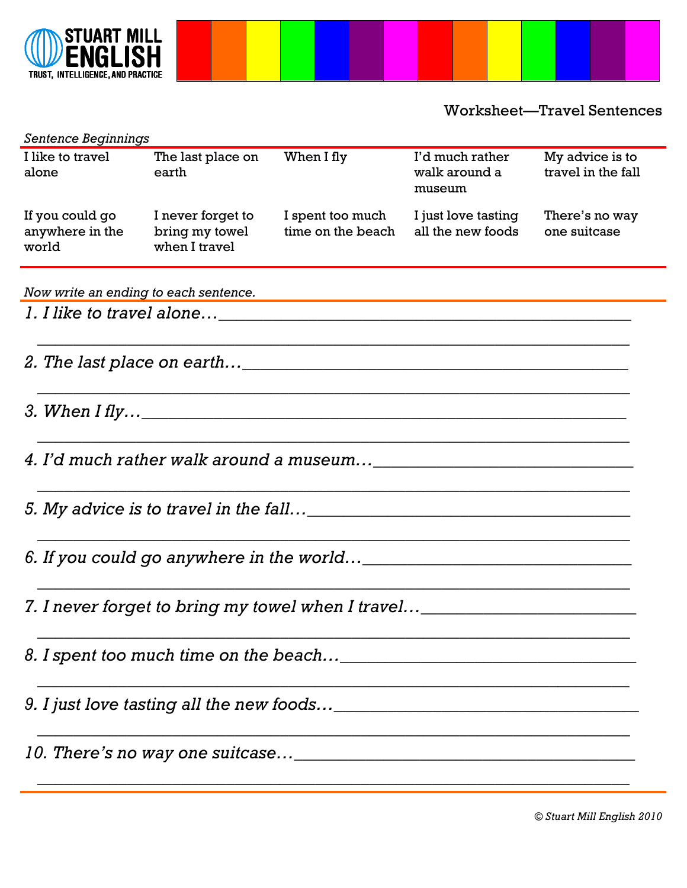**STUART MILL ENGLISH**
TRUST, INTELLIGENCE, AND PRACTICE

# Worksheet—Travel Sentences

*Sentence Beginnings*

| | | | | |
|---|---|---|---|---|
| I like to travel alone | The last place on earth | When I fly | I'd much rather walk around a museum | My advice is to travel in the fall |
| If you could go anywhere in the world | I never forget to bring my towel when I travel | I spent too much time on the beach | I just love tasting all the new foods | There's no way one suitcase |

*Now write an ending to each sentence.*

*1. I like to travel alone…*\_\_\_\_\_\_\_\_\_\_\_\_\_\_\_\_\_\_\_\_\_\_\_\_\_\_\_\_\_\_\_\_\_\_\_\_\_\_\_\_

\_\_\_\_\_\_\_\_\_\_\_\_\_\_\_\_\_\_\_\_\_\_\_\_\_\_\_\_\_\_\_\_\_\_\_\_\_\_\_\_\_\_\_\_\_\_\_\_\_\_\_\_\_\_\_\_

*2. The last place on earth…*\_\_\_\_\_\_\_\_\_\_\_\_\_\_\_\_\_\_\_\_\_\_\_\_\_\_\_\_\_\_\_\_\_\_\_\_\_\_

\_\_\_\_\_\_\_\_\_\_\_\_\_\_\_\_\_\_\_\_\_\_\_\_\_\_\_\_\_\_\_\_\_\_\_\_\_\_\_\_\_\_\_\_\_\_\_\_\_\_\_\_\_\_\_\_

*3. When I fly…*\_\_\_\_\_\_\_\_\_\_\_\_\_\_\_\_\_\_\_\_\_\_\_\_\_\_\_\_\_\_\_\_\_\_\_\_\_\_\_\_\_\_\_\_\_\_\_\_

\_\_\_\_\_\_\_\_\_\_\_\_\_\_\_\_\_\_\_\_\_\_\_\_\_\_\_\_\_\_\_\_\_\_\_\_\_\_\_\_\_\_\_\_\_\_\_\_\_\_\_\_\_\_\_\_

*4. I'd much rather walk around a museum…*\_\_\_\_\_\_\_\_\_\_\_\_\_\_\_\_\_\_\_\_\_\_\_\_\_\_

\_\_\_\_\_\_\_\_\_\_\_\_\_\_\_\_\_\_\_\_\_\_\_\_\_\_\_\_\_\_\_\_\_\_\_\_\_\_\_\_\_\_\_\_\_\_\_\_\_\_\_\_\_\_\_\_

*5. My advice is to travel in the fall…*\_\_\_\_\_\_\_\_\_\_\_\_\_\_\_\_\_\_\_\_\_\_\_\_\_\_\_\_\_\_\_

\_\_\_\_\_\_\_\_\_\_\_\_\_\_\_\_\_\_\_\_\_\_\_\_\_\_\_\_\_\_\_\_\_\_\_\_\_\_\_\_\_\_\_\_\_\_\_\_\_\_\_\_\_\_\_\_

*6. If you could go anywhere in the world…*\_\_\_\_\_\_\_\_\_\_\_\_\_\_\_\_\_\_\_\_\_\_\_\_\_\_\_

\_\_\_\_\_\_\_\_\_\_\_\_\_\_\_\_\_\_\_\_\_\_\_\_\_\_\_\_\_\_\_\_\_\_\_\_\_\_\_\_\_\_\_\_\_\_\_\_\_\_\_\_\_\_\_\_

*7. I never forget to bring my towel when I travel…*\_\_\_\_\_\_\_\_\_\_\_\_\_\_\_\_\_\_\_\_\_

\_\_\_\_\_\_\_\_\_\_\_\_\_\_\_\_\_\_\_\_\_\_\_\_\_\_\_\_\_\_\_\_\_\_\_\_\_\_\_\_\_\_\_\_\_\_\_\_\_\_\_\_\_\_\_\_

*8. I spent too much time on the beach…*\_\_\_\_\_\_\_\_\_\_\_\_\_\_\_\_\_\_\_\_\_\_\_\_\_\_\_\_\_

\_\_\_\_\_\_\_\_\_\_\_\_\_\_\_\_\_\_\_\_\_\_\_\_\_\_\_\_\_\_\_\_\_\_\_\_\_\_\_\_\_\_\_\_\_\_\_\_\_\_\_\_\_\_\_\_

*9. I just love tasting all the new foods…*\_\_\_\_\_\_\_\_\_\_\_\_\_\_\_\_\_\_\_\_\_\_\_\_\_\_\_\_

\_\_\_\_\_\_\_\_\_\_\_\_\_\_\_\_\_\_\_\_\_\_\_\_\_\_\_\_\_\_\_\_\_\_\_\_\_\_\_\_\_\_\_\_\_\_\_\_\_\_\_\_\_\_\_\_

*10. There's no way one suitcase…*\_\_\_\_\_\_\_\_\_\_\_\_\_\_\_\_\_\_\_\_\_\_\_\_\_\_\_\_\_\_\_\_\_\_\_

\_\_\_\_\_\_\_\_\_\_\_\_\_\_\_\_\_\_\_\_\_\_\_\_\_\_\_\_\_\_\_\_\_\_\_\_\_\_\_\_\_\_\_\_\_\_\_\_\_\_\_\_\_\_\_\_

*© Stuart Mill English 2010*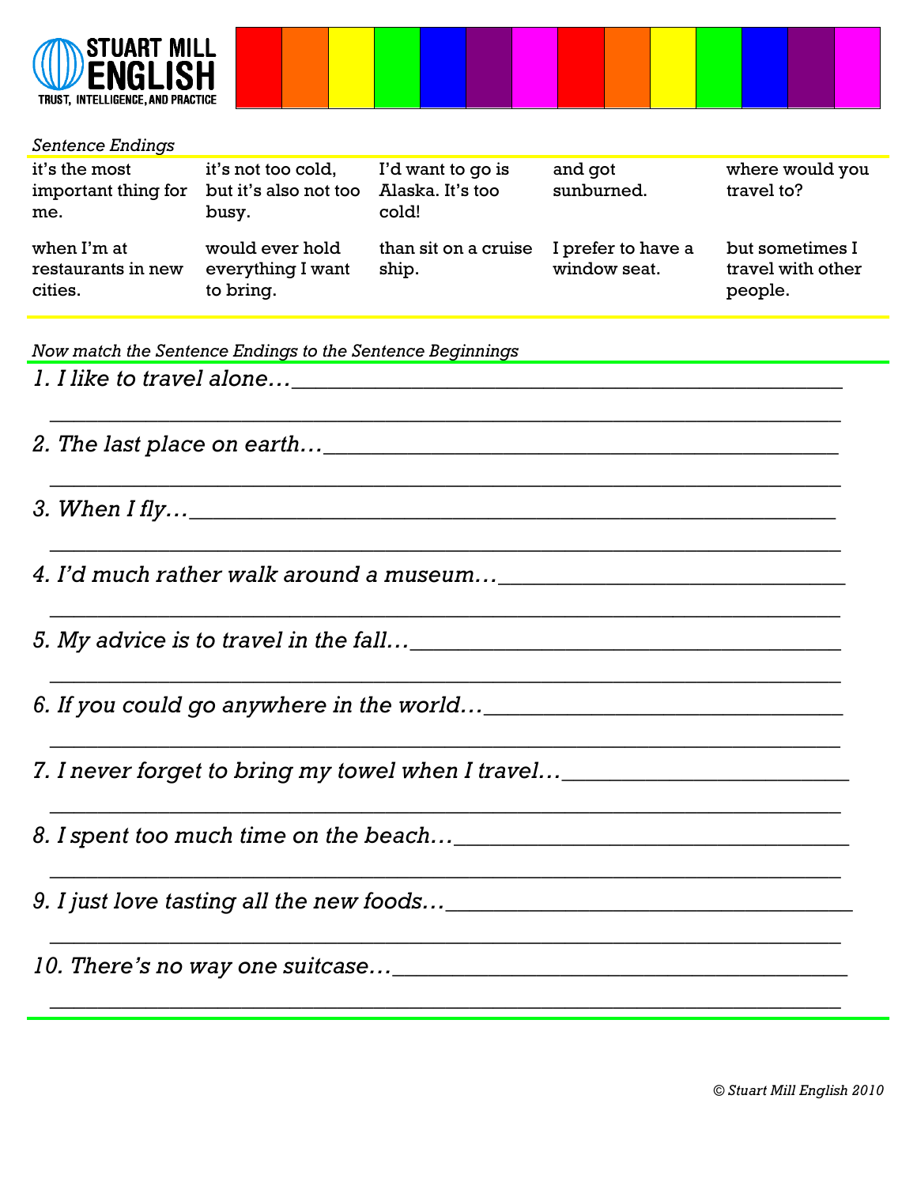**STUART MILL ENGLISH**
TRUST, INTELLIGENCE, AND PRACTICE

*Sentence Endings*

| | | | | |
|---|---|---|---|---|
| it's the most important thing for me. | it's not too cold, but it's also not too busy. | I'd want to go is Alaska. It's too cold! | and got sunburned. | where would you travel to? |
| when I'm at restaurants in new cities. | would ever hold everything I want to bring. | than sit on a cruise ship. | I prefer to have a window seat. | but sometimes I travel with other people. |

*Now match the Sentence Endings to the Sentence Beginnings*

*1. I like to travel alone…*_______________________________________________

_______________________________________________________________

*2. The last place on earth…*_____________________________________________

_______________________________________________________________

*3. When I fly…*______________________________________________________

_______________________________________________________________

*4. I'd much rather walk around a museum…*_____________________________

_______________________________________________________________

*5. My advice is to travel in the fall…*_______________________________

_______________________________________________________________

*6. If you could go anywhere in the world…*____________________________

_______________________________________________________________

*7. I never forget to bring my towel when I travel…*_____________________

_______________________________________________________________

*8. I spent too much time on the beach…*______________________________

_______________________________________________________________

*9. I just love tasting all the new foods…*____________________________

_______________________________________________________________

*10. There's no way one suitcase…*_________________________________

_______________________________________________________________

*© Stuart Mill English 2010*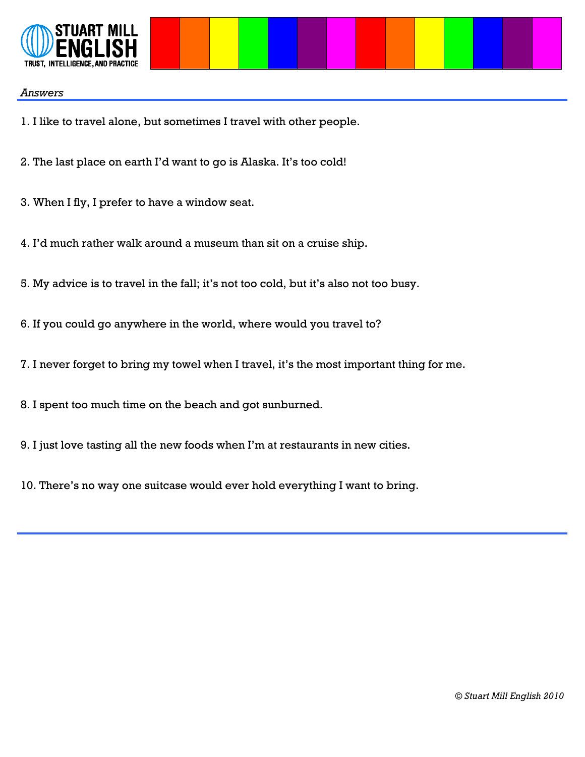*Answers*

1. I like to travel alone, but sometimes I travel with other people.

2. The last place on earth I'd want to go is Alaska. It's too cold!

3. When I fly, I prefer to have a window seat.

4. I'd much rather walk around a museum than sit on a cruise ship.

5. My advice is to travel in the fall; it's not too cold, but it's also not too busy.

6. If you could go anywhere in the world, where would you travel to?

7. I never forget to bring my towel when I travel, it's the most important thing for me.

8. I spent too much time on the beach and got sunburned.

9. I just love tasting all the new foods when I'm at restaurants in new cities.

10. There's no way one suitcase would ever hold everything I want to bring.

*© Stuart Mill English 2010*